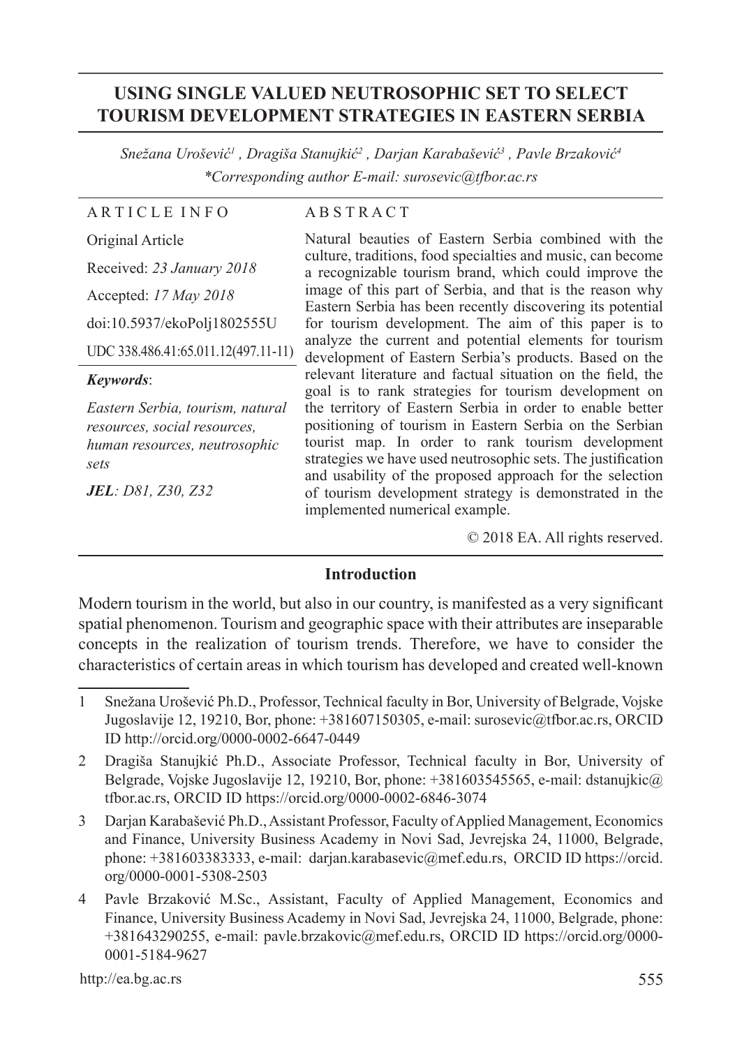# USING SINGLE VALUED NEUTROSOPHIC SET TO SELECT TOURISM DEVELOPMENT STRATEGIES IN EASTERN SERBIA

*Snežana Urošević[1] , Dragiša Stanujkić[2] , Darjan Karabašević[3] , Pavle Brzaković[4]*
*\*Corresponding author E-mail: surosevic@tfbor.ac.rs*

**ARTICLE INFO**

Original Article

Received: *23 January 2018*

Accepted: *17 May 2018*

doi:10.5937/ekoPolj1802555U

UDC 338.486.41:65.011.12(497.11-11)

***Keywords***:

*Eastern Serbia, tourism, natural resources, social resources, human resources, neutrosophic sets*

***JEL***: *D81, Z30, Z32*

**ABSTRACT**

Natural beauties of Eastern Serbia combined with the culture, traditions, food specialties and music, can become a recognizable tourism brand, which could improve the image of this part of Serbia, and that is the reason why Eastern Serbia has been recently discovering its potential for tourism development. The aim of this paper is to analyze the current and potential elements for tourism development of Eastern Serbia's products. Based on the relevant literature and factual situation on the field, the goal is to rank strategies for tourism development on the territory of Eastern Serbia in order to enable better positioning of tourism in Eastern Serbia on the Serbian tourist map. In order to rank tourism development strategies we have used neutrosophic sets. The justification and usability of the proposed approach for the selection of tourism development strategy is demonstrated in the implemented numerical example.

© 2018 EA. All rights reserved.

## Introduction

Modern tourism in the world, but also in our country, is manifested as a very significant spatial phenomenon. Tourism and geographic space with their attributes are inseparable concepts in the realization of tourism trends. Therefore, we have to consider the characteristics of certain areas in which tourism has developed and created well-known

---

1 Snežana Urošević Ph.D., Professor, Technical faculty in Bor, University of Belgrade, Vojske Jugoslavije 12, 19210, Bor, phone: +381607150305, e-mail: surosevic@tfbor.ac.rs, ORCID ID http://orcid.org/0000-0002-6647-0449

2 Dragiša Stanujkić Ph.D., Associate Professor, Technical faculty in Bor, University of Belgrade, Vojske Jugoslavije 12, 19210, Bor, phone: +381603545565, e-mail: dstanujkic@tfbor.ac.rs, ORCID ID https://orcid.org/0000-0002-6846-3074

3 Darjan Karabašević Ph.D., Assistant Professor, Faculty of Applied Management, Economics and Finance, University Business Academy in Novi Sad, Jevrejska 24, 11000, Belgrade, phone: +381603383333, e-mail: darjan.karabasevic@mef.edu.rs, ORCID ID https://orcid.org/0000-0001-5308-2503

4 Pavle Brzaković M.Sc., Assistant, Faculty of Applied Management, Economics and Finance, University Business Academy in Novi Sad, Jevrejska 24, 11000, Belgrade, phone: +381643290255, e-mail: pavle.brzakovic@mef.edu.rs, ORCID ID https://orcid.org/0000-0001-5184-9627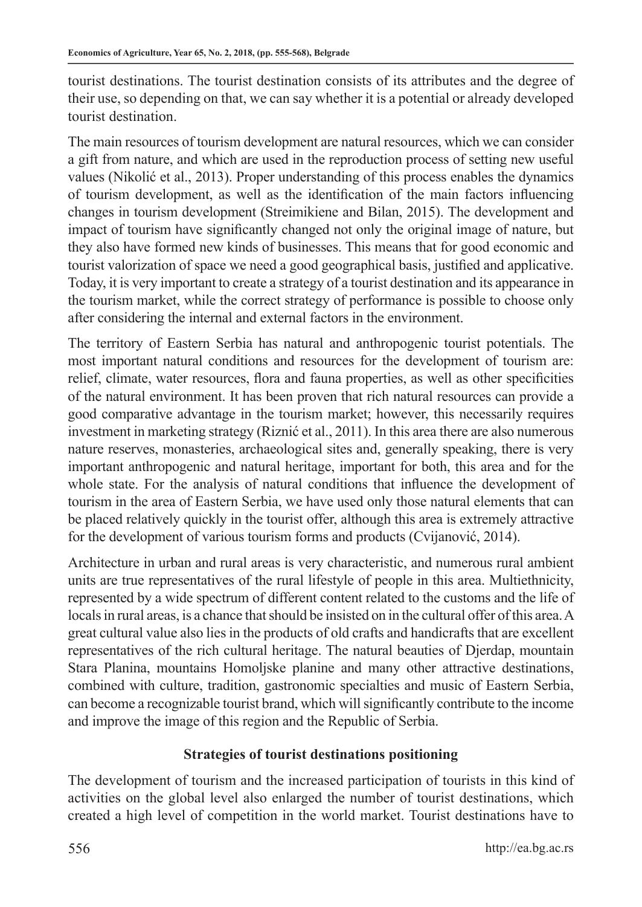tourist destinations. The tourist destination consists of its attributes and the degree of their use, so depending on that, we can say whether it is a potential or already developed tourist destination.

The main resources of tourism development are natural resources, which we can consider a gift from nature, and which are used in the reproduction process of setting new useful values (Nikolić et al., 2013). Proper understanding of this process enables the dynamics of tourism development, as well as the identification of the main factors influencing changes in tourism development (Streimikiene and Bilan, 2015). The development and impact of tourism have significantly changed not only the original image of nature, but they also have formed new kinds of businesses. This means that for good economic and tourist valorization of space we need a good geographical basis, justified and applicative. Today, it is very important to create a strategy of a tourist destination and its appearance in the tourism market, while the correct strategy of performance is possible to choose only after considering the internal and external factors in the environment.

The territory of Eastern Serbia has natural and anthropogenic tourist potentials. The most important natural conditions and resources for the development of tourism are: relief, climate, water resources, flora and fauna properties, as well as other specificities of the natural environment. It has been proven that rich natural resources can provide a good comparative advantage in the tourism market; however, this necessarily requires investment in marketing strategy (Riznić et al., 2011). In this area there are also numerous nature reserves, monasteries, archaeological sites and, generally speaking, there is very important anthropogenic and natural heritage, important for both, this area and for the whole state. For the analysis of natural conditions that influence the development of tourism in the area of Eastern Serbia, we have used only those natural elements that can be placed relatively quickly in the tourist offer, although this area is extremely attractive for the development of various tourism forms and products (Cvijanović, 2014).

Architecture in urban and rural areas is very characteristic, and numerous rural ambient units are true representatives of the rural lifestyle of people in this area. Multiethnicity, represented by a wide spectrum of different content related to the customs and the life of locals in rural areas, is a chance that should be insisted on in the cultural offer of this area. A great cultural value also lies in the products of old crafts and handicrafts that are excellent representatives of the rich cultural heritage. The natural beauties of Djerdap, mountain Stara Planina, mountains Homoljske planine and many other attractive destinations, combined with culture, tradition, gastronomic specialties and music of Eastern Serbia, can become a recognizable tourist brand, which will significantly contribute to the income and improve the image of this region and the Republic of Serbia.

## Strategies of tourist destinations positioning

The development of tourism and the increased participation of tourists in this kind of activities on the global level also enlarged the number of tourist destinations, which created a high level of competition in the world market. Tourist destinations have to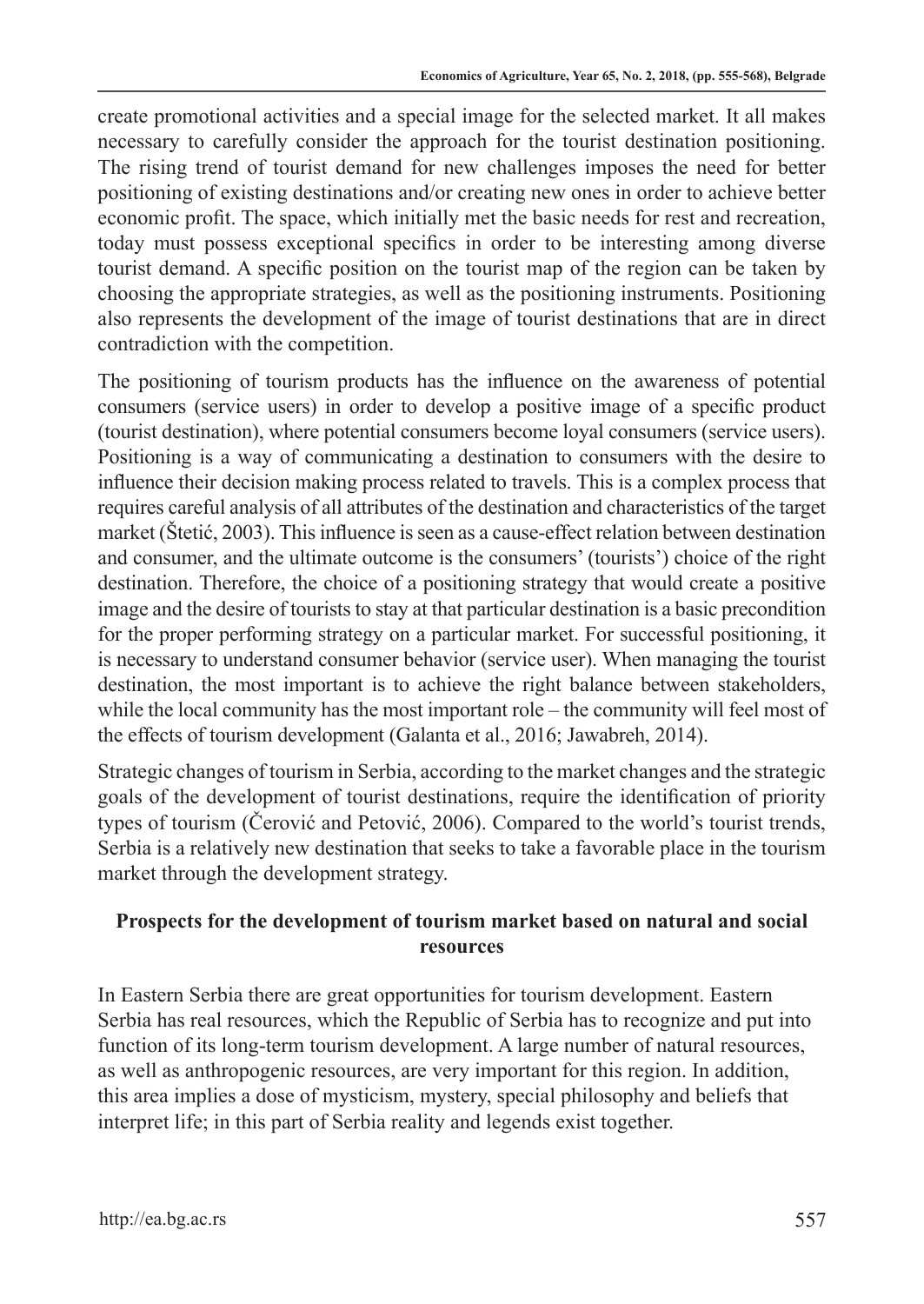create promotional activities and a special image for the selected market. It all makes necessary to carefully consider the approach for the tourist destination positioning. The rising trend of tourist demand for new challenges imposes the need for better positioning of existing destinations and/or creating new ones in order to achieve better economic profit. The space, which initially met the basic needs for rest and recreation, today must possess exceptional specifics in order to be interesting among diverse tourist demand. A specific position on the tourist map of the region can be taken by choosing the appropriate strategies, as well as the positioning instruments. Positioning also represents the development of the image of tourist destinations that are in direct contradiction with the competition.

The positioning of tourism products has the influence on the awareness of potential consumers (service users) in order to develop a positive image of a specific product (tourist destination), where potential consumers become loyal consumers (service users). Positioning is a way of communicating a destination to consumers with the desire to influence their decision making process related to travels. This is a complex process that requires careful analysis of all attributes of the destination and characteristics of the target market (Štetić, 2003). This influence is seen as a cause-effect relation between destination and consumer, and the ultimate outcome is the consumers' (tourists') choice of the right destination. Therefore, the choice of a positioning strategy that would create a positive image and the desire of tourists to stay at that particular destination is a basic precondition for the proper performing strategy on a particular market. For successful positioning, it is necessary to understand consumer behavior (service user). When managing the tourist destination, the most important is to achieve the right balance between stakeholders, while the local community has the most important role – the community will feel most of the effects of tourism development (Galanta et al., 2016; Jawabreh, 2014).

Strategic changes of tourism in Serbia, according to the market changes and the strategic goals of the development of tourist destinations, require the identification of priority types of tourism (Čerović and Petović, 2006). Compared to the world's tourist trends, Serbia is a relatively new destination that seeks to take a favorable place in the tourism market through the development strategy.

## Prospects for the development of tourism market based on natural and social resources

In Eastern Serbia there are great opportunities for tourism development. Eastern Serbia has real resources, which the Republic of Serbia has to recognize and put into function of its long-term tourism development. A large number of natural resources, as well as anthropogenic resources, are very important for this region. In addition, this area implies a dose of mysticism, mystery, special philosophy and beliefs that interpret life; in this part of Serbia reality and legends exist together.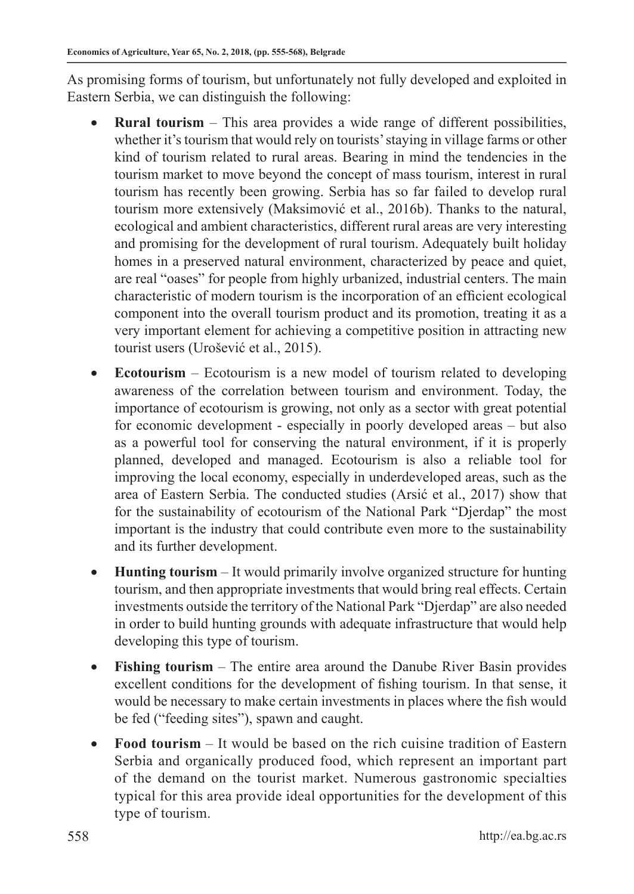As promising forms of tourism, but unfortunately not fully developed and exploited in Eastern Serbia, we can distinguish the following:

- **Rural tourism** – This area provides a wide range of different possibilities, whether it's tourism that would rely on tourists' staying in village farms or other kind of tourism related to rural areas. Bearing in mind the tendencies in the tourism market to move beyond the concept of mass tourism, interest in rural tourism has recently been growing. Serbia has so far failed to develop rural tourism more extensively (Maksimović et al., 2016b). Thanks to the natural, ecological and ambient characteristics, different rural areas are very interesting and promising for the development of rural tourism. Adequately built holiday homes in a preserved natural environment, characterized by peace and quiet, are real "oases" for people from highly urbanized, industrial centers. The main characteristic of modern tourism is the incorporation of an efficient ecological component into the overall tourism product and its promotion, treating it as a very important element for achieving a competitive position in attracting new tourist users (Urošević et al., 2015).
- **Ecotourism** – Ecotourism is a new model of tourism related to developing awareness of the correlation between tourism and environment. Today, the importance of ecotourism is growing, not only as a sector with great potential for economic development - especially in poorly developed areas – but also as a powerful tool for conserving the natural environment, if it is properly planned, developed and managed. Ecotourism is also a reliable tool for improving the local economy, especially in underdeveloped areas, such as the area of Eastern Serbia. The conducted studies (Arsić et al., 2017) show that for the sustainability of ecotourism of the National Park "Djerdap" the most important is the industry that could contribute even more to the sustainability and its further development.
- **Hunting tourism** – It would primarily involve organized structure for hunting tourism, and then appropriate investments that would bring real effects. Certain investments outside the territory of the National Park "Djerdap" are also needed in order to build hunting grounds with adequate infrastructure that would help developing this type of tourism.
- **Fishing tourism** – The entire area around the Danube River Basin provides excellent conditions for the development of fishing tourism. In that sense, it would be necessary to make certain investments in places where the fish would be fed ("feeding sites"), spawn and caught.
- **Food tourism** – It would be based on the rich cuisine tradition of Eastern Serbia and organically produced food, which represent an important part of the demand on the tourist market. Numerous gastronomic specialties typical for this area provide ideal opportunities for the development of this type of tourism.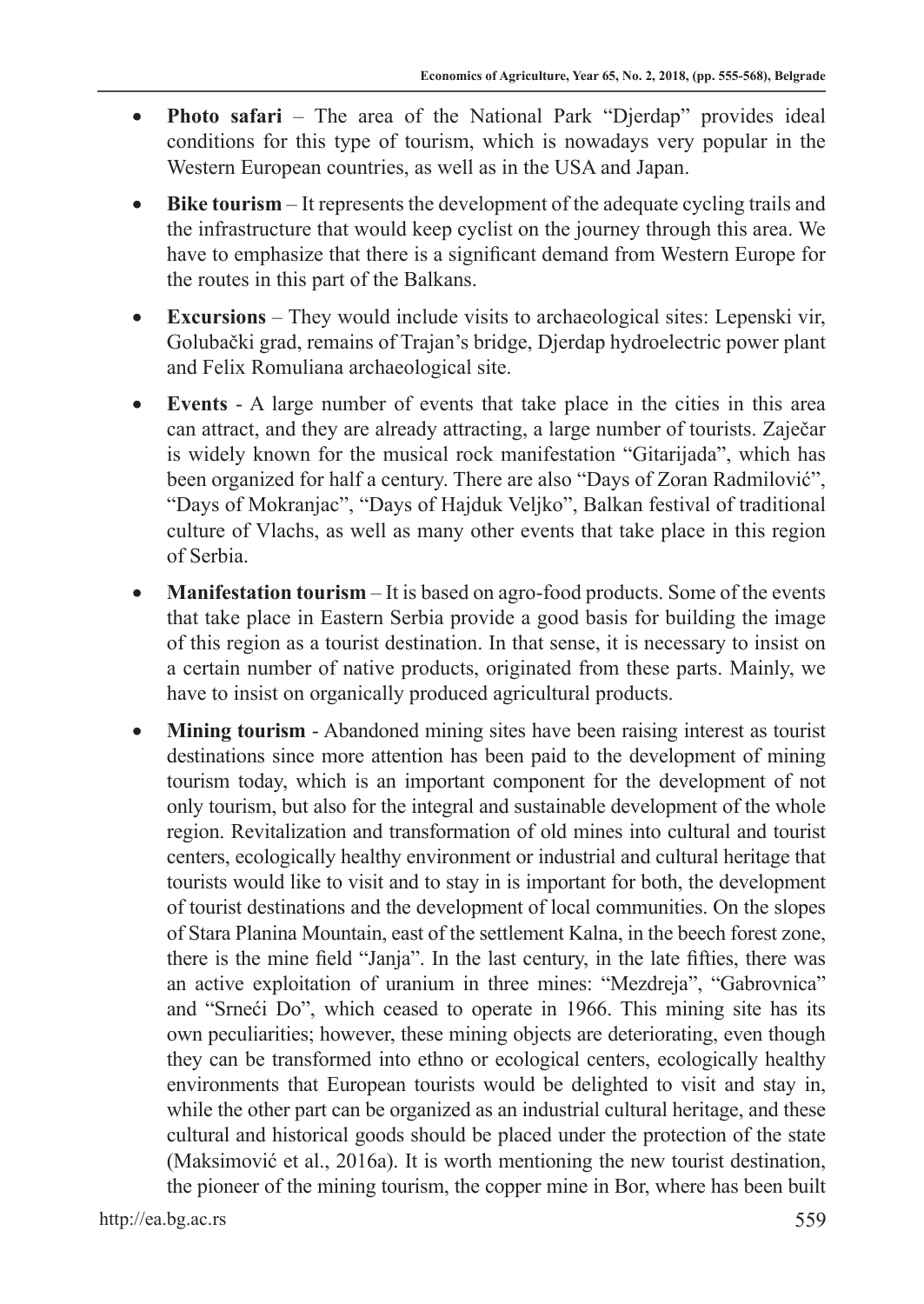- **Photo safari** – The area of the National Park "Djerdap" provides ideal conditions for this type of tourism, which is nowadays very popular in the Western European countries, as well as in the USA and Japan.
- **Bike tourism** – It represents the development of the adequate cycling trails and the infrastructure that would keep cyclist on the journey through this area. We have to emphasize that there is a significant demand from Western Europe for the routes in this part of the Balkans.
- **Excursions** – They would include visits to archaeological sites: Lepenski vir, Golubački grad, remains of Trajan's bridge, Djerdap hydroelectric power plant and Felix Romuliana archaeological site.
- **Events** - A large number of events that take place in the cities in this area can attract, and they are already attracting, a large number of tourists. Zaječar is widely known for the musical rock manifestation "Gitarijada", which has been organized for half a century. There are also "Days of Zoran Radmilović", "Days of Mokranjac", "Days of Hajduk Veljko", Balkan festival of traditional culture of Vlachs, as well as many other events that take place in this region of Serbia.
- **Manifestation tourism** – It is based on agro-food products. Some of the events that take place in Eastern Serbia provide a good basis for building the image of this region as a tourist destination. In that sense, it is necessary to insist on a certain number of native products, originated from these parts. Mainly, we have to insist on organically produced agricultural products.
- **Mining tourism** - Abandoned mining sites have been raising interest as tourist destinations since more attention has been paid to the development of mining tourism today, which is an important component for the development of not only tourism, but also for the integral and sustainable development of the whole region. Revitalization and transformation of old mines into cultural and tourist centers, ecologically healthy environment or industrial and cultural heritage that tourists would like to visit and to stay in is important for both, the development of tourist destinations and the development of local communities. On the slopes of Stara Planina Mountain, east of the settlement Kalna, in the beech forest zone, there is the mine field "Janja". In the last century, in the late fifties, there was an active exploitation of uranium in three mines: "Mezdreja", "Gabrovnica" and "Srneći Do", which ceased to operate in 1966. This mining site has its own peculiarities; however, these mining objects are deteriorating, even though they can be transformed into ethno or ecological centers, ecologically healthy environments that European tourists would be delighted to visit and stay in, while the other part can be organized as an industrial cultural heritage, and these cultural and historical goods should be placed under the protection of the state (Maksimović et al., 2016a). It is worth mentioning the new tourist destination, the pioneer of the mining tourism, the copper mine in Bor, where has been built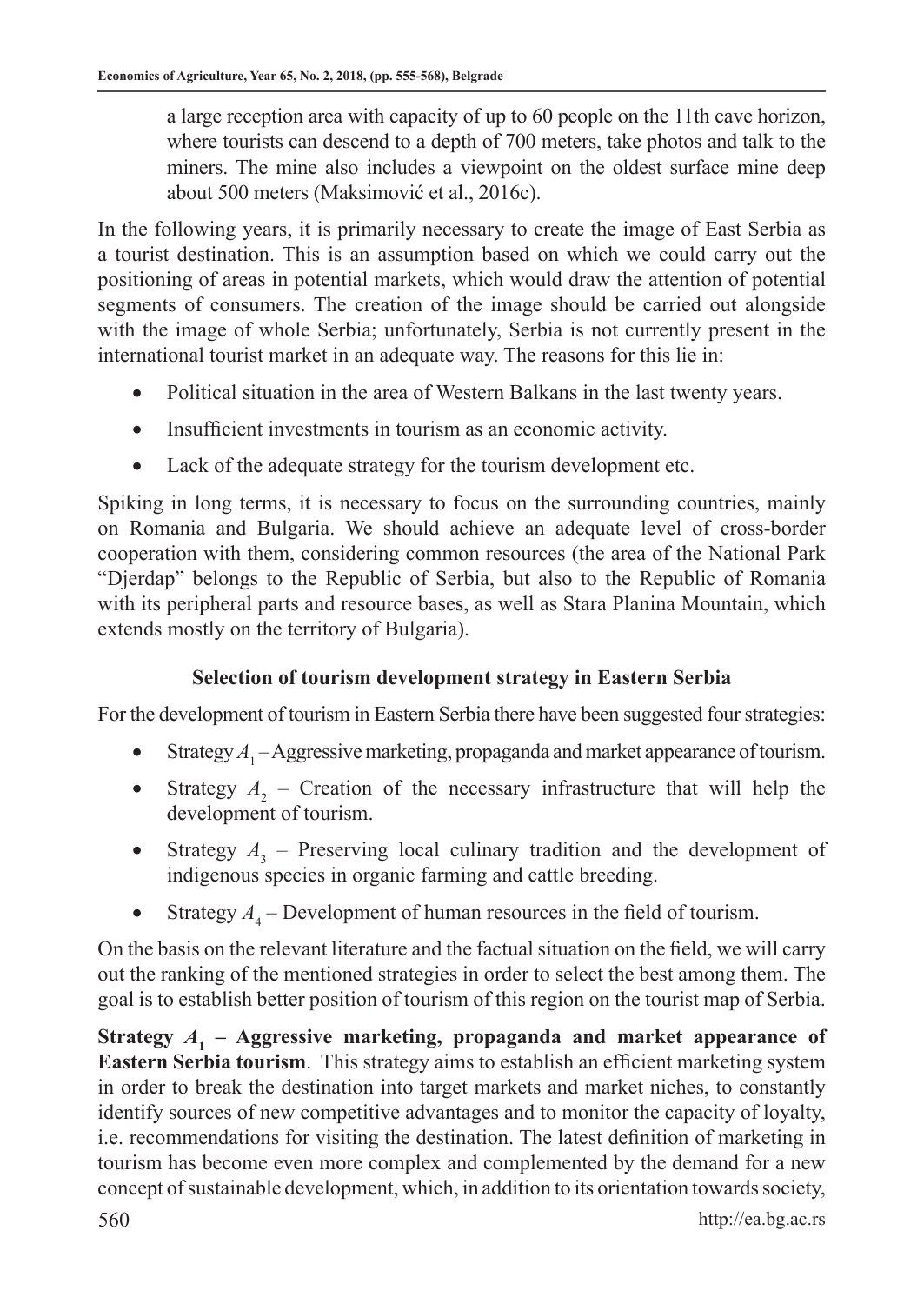a large reception area with capacity of up to 60 people on the 11th cave horizon, where tourists can descend to a depth of 700 meters, take photos and talk to the miners. The mine also includes a viewpoint on the oldest surface mine deep about 500 meters (Maksimović et al., 2016c).

In the following years, it is primarily necessary to create the image of East Serbia as a tourist destination. This is an assumption based on which we could carry out the positioning of areas in potential markets, which would draw the attention of potential segments of consumers. The creation of the image should be carried out alongside with the image of whole Serbia; unfortunately, Serbia is not currently present in the international tourist market in an adequate way. The reasons for this lie in:

- Political situation in the area of Western Balkans in the last twenty years.
- Insufficient investments in tourism as an economic activity.
- Lack of the adequate strategy for the tourism development etc.

Spiking in long terms, it is necessary to focus on the surrounding countries, mainly on Romania and Bulgaria. We should achieve an adequate level of cross-border cooperation with them, considering common resources (the area of the National Park "Djerdap" belongs to the Republic of Serbia, but also to the Republic of Romania with its peripheral parts and resource bases, as well as Stara Planina Mountain, which extends mostly on the territory of Bulgaria).

### Selection of tourism development strategy in Eastern Serbia

For the development of tourism in Eastern Serbia there have been suggested four strategies:

- Strategy $A_1$ – Aggressive marketing, propaganda and market appearance of tourism.
- Strategy $A_2$ – Creation of the necessary infrastructure that will help the development of tourism.
- Strategy $A_3$ – Preserving local culinary tradition and the development of indigenous species in organic farming and cattle breeding.
- Strategy $A_4$ – Development of human resources in the field of tourism.

On the basis on the relevant literature and the factual situation on the field, we will carry out the ranking of the mentioned strategies in order to select the best among them. The goal is to establish better position of tourism of this region on the tourist map of Serbia.

**Strategy $A_1$ – Aggressive marketing, propaganda and market appearance of Eastern Serbia tourism**. This strategy aims to establish an efficient marketing system in order to break the destination into target markets and market niches, to constantly identify sources of new competitive advantages and to monitor the capacity of loyalty, i.e. recommendations for visiting the destination. The latest definition of marketing in tourism has become even more complex and complemented by the demand for a new concept of sustainable development, which, in addition to its orientation towards society,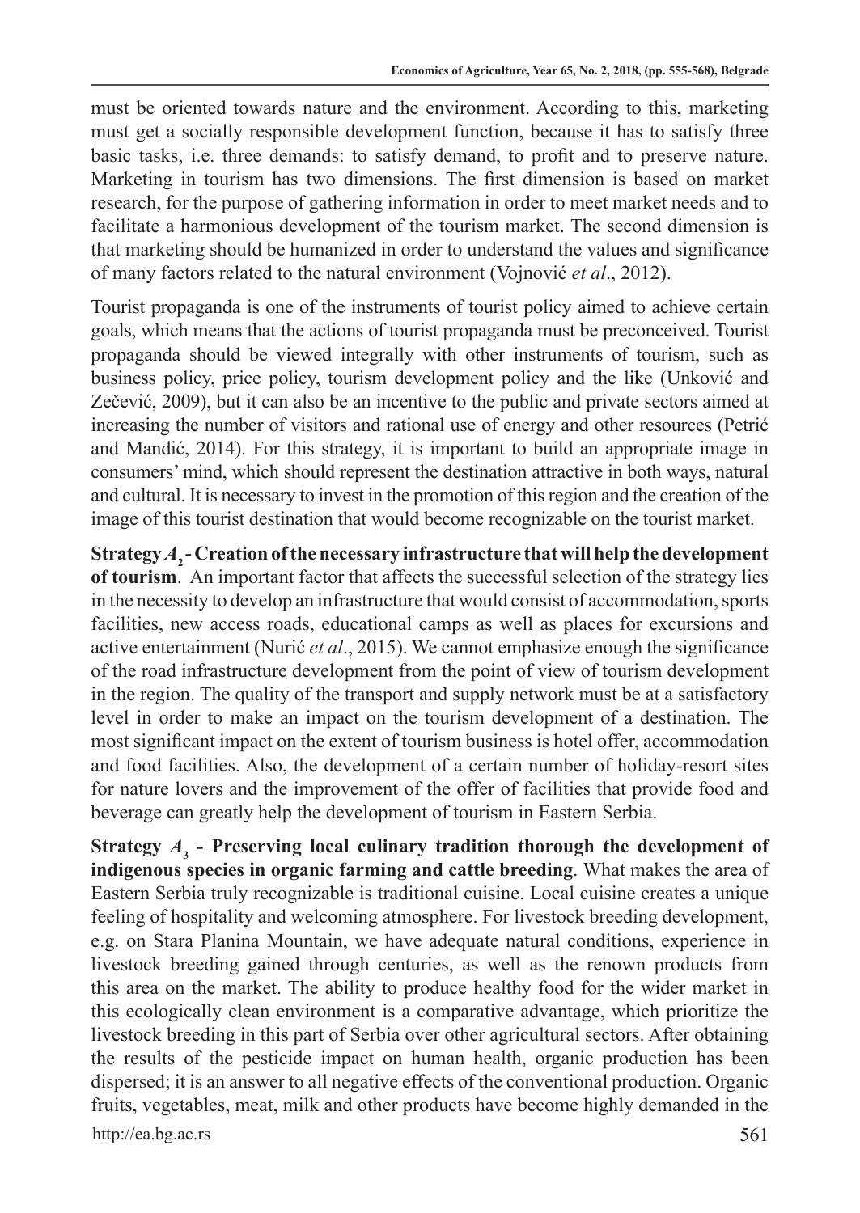must be oriented towards nature and the environment. According to this, marketing must get a socially responsible development function, because it has to satisfy three basic tasks, i.e. three demands: to satisfy demand, to profit and to preserve nature. Marketing in tourism has two dimensions. The first dimension is based on market research, for the purpose of gathering information in order to meet market needs and to facilitate a harmonious development of the tourism market. The second dimension is that marketing should be humanized in order to understand the values and significance of many factors related to the natural environment (Vojnović *et al*., 2012).

Tourist propaganda is one of the instruments of tourist policy aimed to achieve certain goals, which means that the actions of tourist propaganda must be preconceived. Tourist propaganda should be viewed integrally with other instruments of tourism, such as business policy, price policy, tourism development policy and the like (Unković and Zečević, 2009), but it can also be an incentive to the public and private sectors aimed at increasing the number of visitors and rational use of energy and other resources (Petrić and Mandić, 2014). For this strategy, it is important to build an appropriate image in consumers' mind, which should represent the destination attractive in both ways, natural and cultural. It is necessary to invest in the promotion of this region and the creation of the image of this tourist destination that would become recognizable on the tourist market.

**Strategy $A_2$ - Creation of the necessary infrastructure that will help the development of tourism**. An important factor that affects the successful selection of the strategy lies in the necessity to develop an infrastructure that would consist of accommodation, sports facilities, new access roads, educational camps as well as places for excursions and active entertainment (Nurić *et al*., 2015). We cannot emphasize enough the significance of the road infrastructure development from the point of view of tourism development in the region. The quality of the transport and supply network must be at a satisfactory level in order to make an impact on the tourism development of a destination. The most significant impact on the extent of tourism business is hotel offer, accommodation and food facilities. Also, the development of a certain number of holiday-resort sites for nature lovers and the improvement of the offer of facilities that provide food and beverage can greatly help the development of tourism in Eastern Serbia.

**Strategy $A_3$ - Preserving local culinary tradition thorough the development of indigenous species in organic farming and cattle breeding**. What makes the area of Eastern Serbia truly recognizable is traditional cuisine. Local cuisine creates a unique feeling of hospitality and welcoming atmosphere. For livestock breeding development, e.g. on Stara Planina Mountain, we have adequate natural conditions, experience in livestock breeding gained through centuries, as well as the renown products from this area on the market. The ability to produce healthy food for the wider market in this ecologically clean environment is a comparative advantage, which prioritize the livestock breeding in this part of Serbia over other agricultural sectors. After obtaining the results of the pesticide impact on human health, organic production has been dispersed; it is an answer to all negative effects of the conventional production. Organic fruits, vegetables, meat, milk and other products have become highly demanded in the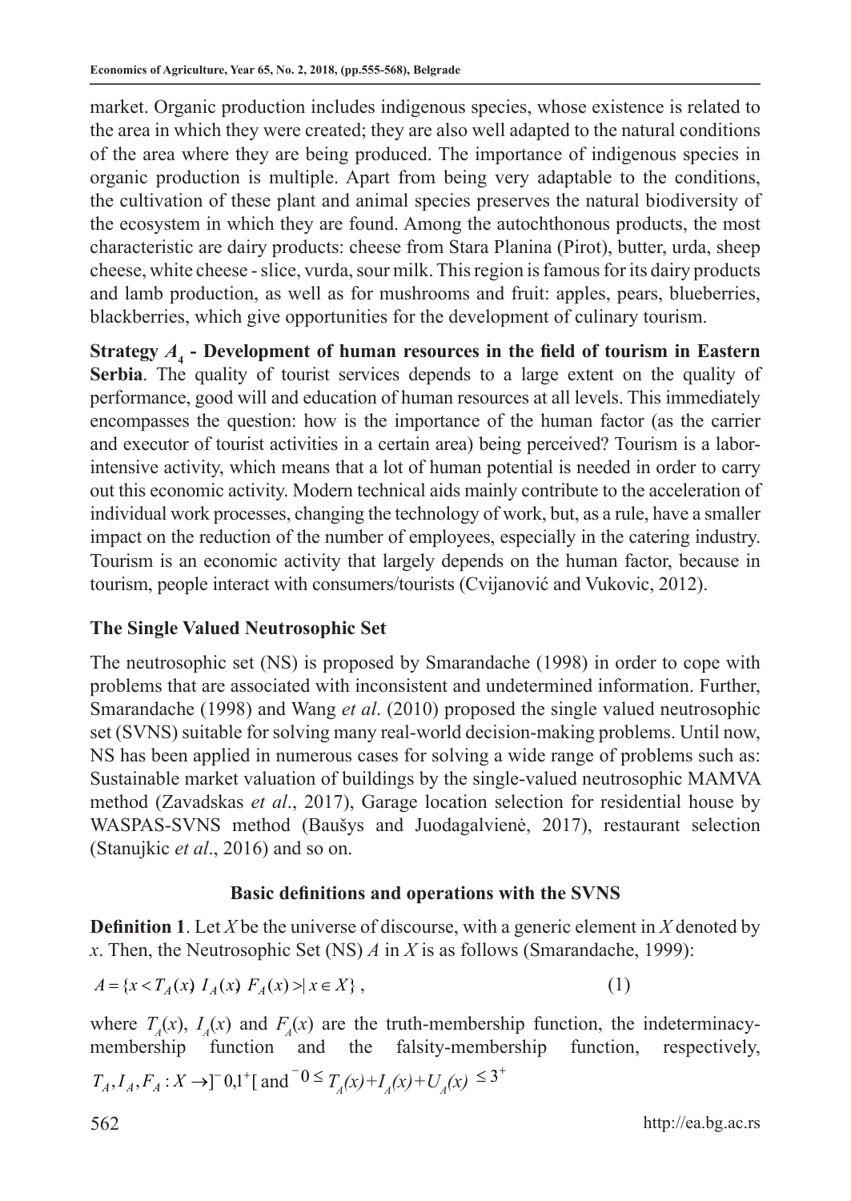market. Organic production includes indigenous species, whose existence is related to the area in which they were created; they are also well adapted to the natural conditions of the area where they are being produced. The importance of indigenous species in organic production is multiple. Apart from being very adaptable to the conditions, the cultivation of these plant and animal species preserves the natural biodiversity of the ecosystem in which they are found. Among the autochthonous products, the most characteristic are dairy products: cheese from Stara Planina (Pirot), butter, urda, sheep cheese, white cheese - slice, vurda, sour milk. This region is famous for its dairy products and lamb production, as well as for mushrooms and fruit: apples, pears, blueberries, blackberries, which give opportunities for the development of culinary tourism.

**Strategy $A_4$ - Development of human resources in the field of tourism in Eastern Serbia**. The quality of tourist services depends to a large extent on the quality of performance, good will and education of human resources at all levels. This immediately encompasses the question: how is the importance of the human factor (as the carrier and executor of tourist activities in a certain area) being perceived? Tourism is a labor-intensive activity, which means that a lot of human potential is needed in order to carry out this economic activity. Modern technical aids mainly contribute to the acceleration of individual work processes, changing the technology of work, but, as a rule, have a smaller impact on the reduction of the number of employees, especially in the catering industry. Tourism is an economic activity that largely depends on the human factor, because in tourism, people interact with consumers/tourists (Cvijanović and Vukovic, 2012).

## The Single Valued Neutrosophic Set

The neutrosophic set (NS) is proposed by Smarandache (1998) in order to cope with problems that are associated with inconsistent and undetermined information. Further, Smarandache (1998) and Wang *et al*. (2010) proposed the single valued neutrosophic set (SVNS) suitable for solving many real-world decision-making problems. Until now, NS has been applied in numerous cases for solving a wide range of problems such as: Sustainable market valuation of buildings by the single-valued neutrosophic MAMVA method (Zavadskas *et al*., 2017), Garage location selection for residential house by WASPAS-SVNS method (Baušys and Juodagalvienė, 2017), restaurant selection (Stanujkic *et al*., 2016) and so on.

### Basic definitions and operations with the SVNS

**Definition 1**. Let $X$ be the universe of discourse, with a generic element in $X$ denoted by $x$. Then, the Neutrosophic Set (NS) $A$ in $X$ is as follows (Smarandache, 1999):

$$A = \{x < T_A(x)\ I_A(x)\ F_A(x) > | \, x \in X\}\,, \tag{1}$$

where $T_A(x)$, $I_A(x)$ and $F_A(x)$ are the truth-membership function, the indeterminacy-membership function and the falsity-membership function, respectively, $T_A, I_A, F_A : X \rightarrow ]^-0,1^+[$ and $^-0 \leq T_A(x)+I_A(x)+U_A(x) \leq 3^+$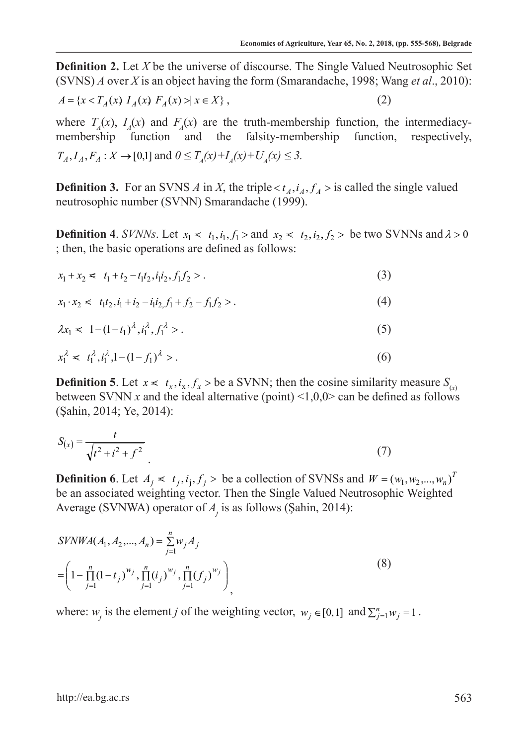**Definition 2.** Let $X$ be the universe of discourse. The Single Valued Neutrosophic Set (SVNS) $A$ over $X$ is an object having the form (Smarandache, 1998; Wang *et al*., 2010):

$$A = \{x < T_A(x)\ I_A(x)\ F_A(x) > | \ x \in X\}, \tag{2}$$

where $T_A(x)$, $I_A(x)$ and $F_A(x)$ are the truth-membership function, the intermediacy-membership function and the falsity-membership function, respectively, $T_A, I_A, F_A : X \to [0,1]$ and $0 \leq T_A(x)+I_A(x)+U_A(x) \leq 3$.

**Definition 3.** For an SVNS $A$ in $X$, the triple $< t_A, i_A, f_A >$ is called the single valued neutrosophic number (SVNN) Smarandache (1999).

**Definition 4**. *SVNNs*. Let $x_1 = < t_1, i_1, f_1 >$ and $x_2 = < t_2, i_2, f_2 >$ be two SVNNs and $\lambda > 0$ ; then, the basic operations are defined as follows:

$$x_1 + x_2 = < t_1 + t_2 - t_1 t_2, i_1 i_2, f_1 f_2 >. \tag{3}$$

$$x_1 \cdot x_2 = < t_1 t_2, i_1 + i_2 - i_1 i_2, f_1 + f_2 - f_1 f_2 >. \tag{4}$$

$$\lambda x_1 = < 1-(1-t_1)^{\lambda}, i_1^{\lambda}, f_1^{\lambda} >. \tag{5}$$

$$x_1^{\lambda} = < t_1^{\lambda}, i_1^{\lambda}, 1-(1-f_1)^{\lambda} >. \tag{6}$$

**Definition 5**. Let $x = < t_x, i_x, f_x >$ be a SVNN; then the cosine similarity measure $S_{(x)}$ between SVNN $x$ and the ideal alternative (point) <1,0,0> can be defined as follows (Şahin, 2014; Ye, 2014):

$$S_{(x)} = \frac{t}{\sqrt{t^2 + i^2 + f^2}}. \tag{7}$$

**Definition 6**. Let $A_j = < t_j, i_j, f_j >$ be a collection of SVNSs and $W = (w_1, w_2, ..., w_n)^T$ be an associated weighting vector. Then the Single Valued Neutrosophic Weighted Average (SVNWA) operator of $A_j$ is as follows (Şahin, 2014):

$$SVNWA(A_1, A_2, ..., A_n) = \sum_{j=1}^{n} w_j A_j$$
$$= \left(1 - \prod_{j=1}^{n}(1-t_j)^{w_j}, \prod_{j=1}^{n}(i_j)^{w_j}, \prod_{j=1}^{n}(f_j)^{w_j}\right), \tag{8}$$

where: $w_j$ is the element $j$ of the weighting vector, $w_j \in [0,1]$ and $\sum_{j=1}^{n} w_j = 1$.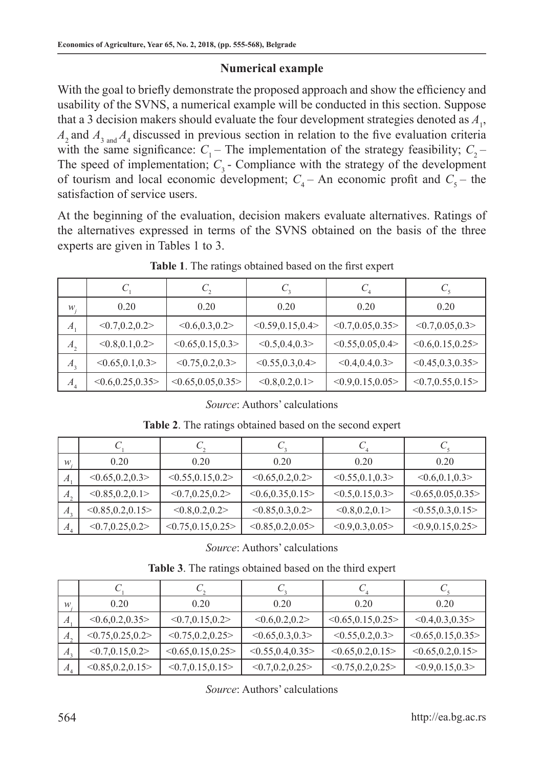## Numerical example

With the goal to briefly demonstrate the proposed approach and show the efficiency and usability of the SVNS, a numerical example will be conducted in this section. Suppose that a 3 decision makers should evaluate the four development strategies denoted as $A_1$, $A_2$ and $A_3$ and $A_4$ discussed in previous section in relation to the five evaluation criteria with the same significance: $C_1$ – The implementation of the strategy feasibility; $C_2$ – The speed of implementation; $C_3$ - Compliance with the strategy of the development of tourism and local economic development; $C_4$ – An economic profit and $C_5$ – the satisfaction of service users.

At the beginning of the evaluation, decision makers evaluate alternatives. Ratings of the alternatives expressed in terms of the SVNS obtained on the basis of the three experts are given in Tables 1 to 3.

**Table 1**. The ratings obtained based on the first expert

| | $C_1$ | $C_2$ | $C_3$ | $C_4$ | $C_5$ |
|---|---|---|---|---|---|
| $w_j$ | 0.20 | 0.20 | 0.20 | 0.20 | 0.20 |
| $A_1$ | <0.7,0.2,0.2> | <0.6,0.3,0.2> | <0.59,0.15,0.4> | <0.7,0.05,0.35> | <0.7,0.05,0.3> |
| $A_2$ | <0.8,0.1,0.2> | <0.65,0.15,0.3> | <0.5,0.4,0.3> | <0.55,0.05,0.4> | <0.6,0.15,0.25> |
| $A_3$ | <0.65,0.1,0.3> | <0.75,0.2,0.3> | <0.55,0.3,0.4> | <0.4,0.4,0.3> | <0.45,0.3,0.35> |
| $A_4$ | <0.6,0.25,0.35> | <0.65,0.05,0.35> | <0.8,0.2,0.1> | <0.9,0.15,0.05> | <0.7,0.55,0.15> |

*Source*: Authors' calculations

**Table 2**. The ratings obtained based on the second expert

| | $C_1$ | $C_2$ | $C_3$ | $C_4$ | $C_5$ |
|---|---|---|---|---|---|
| $w_j$ | 0.20 | 0.20 | 0.20 | 0.20 | 0.20 |
| $A_1$ | <0.65,0.2,0.3> | <0.55,0.15,0.2> | <0.65,0.2,0.2> | <0.55,0.1,0.3> | <0.6,0.1,0.3> |
| $A_2$ | <0.85,0.2,0.1> | <0.7,0.25,0.2> | <0.6,0.35,0.15> | <0.5,0.15,0.3> | <0.65,0.05,0.35> |
| $A_3$ | <0.85,0.2,0.15> | <0.8,0.2,0.2> | <0.85,0.3,0.2> | <0.8,0.2,0.1> | <0.55,0.3,0.15> |
| $A_4$ | <0.7,0.25,0.2> | <0.75,0.15,0.25> | <0.85,0.2,0.05> | <0.9,0.3,0.05> | <0.9,0.15,0.25> |

*Source*: Authors' calculations

**Table 3**. The ratings obtained based on the third expert

| | $C_1$ | $C_2$ | $C_3$ | $C_4$ | $C_5$ |
|---|---|---|---|---|---|
| $w_j$ | 0.20 | 0.20 | 0.20 | 0.20 | 0.20 |
| $A_1$ | <0.6,0.2,0.35> | <0.7,0.15,0.2> | <0.6,0.2,0.2> | <0.65,0.15,0.25> | <0.4,0.3,0.35> |
| $A_2$ | <0.75,0.25,0.2> | <0.75,0.2,0.25> | <0.65,0.3,0.3> | <0.55,0.2,0.3> | <0.65,0.15,0.35> |
| $A_3$ | <0.7,0.15,0.2> | <0.65,0.15,0.25> | <0.55,0.4,0.35> | <0.65,0.2,0.15> | <0.65,0.2,0.15> |
| $A_4$ | <0.85,0.2,0.15> | <0.7,0.15,0.15> | <0.7,0.2,0.25> | <0.75,0.2,0.25> | <0.9,0.15,0.3> |

*Source*: Authors' calculations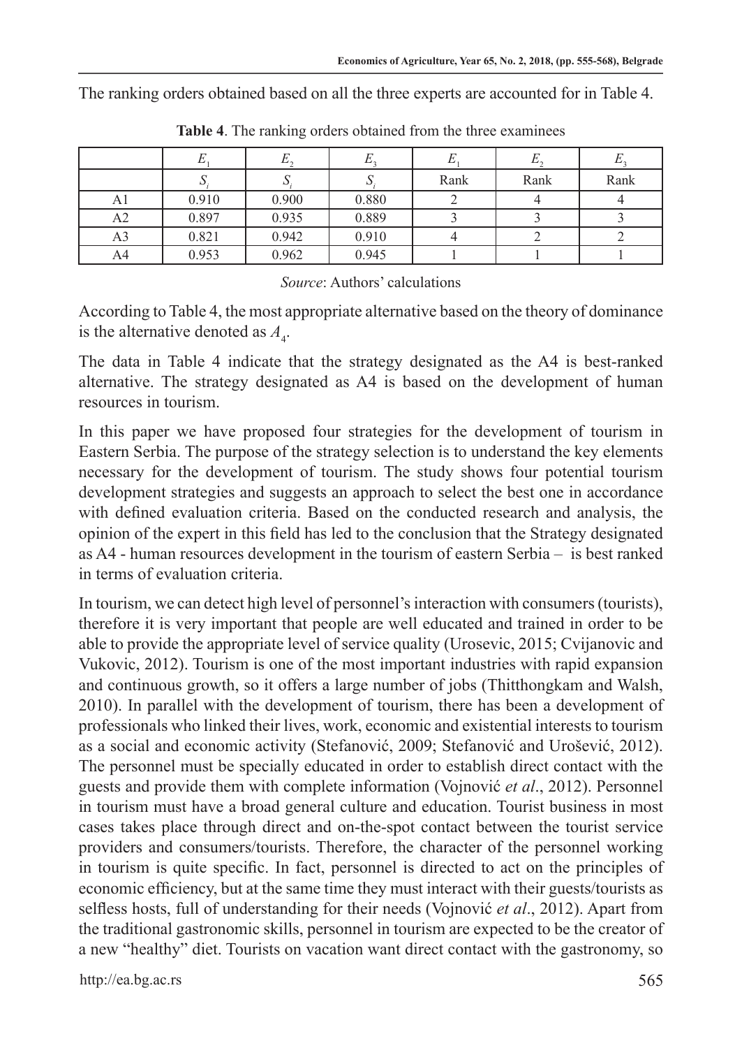The ranking orders obtained based on all the three experts are accounted for in Table 4.

**Table 4**. The ranking orders obtained from the three examinees

| | $E_1$ | $E_2$ | $E_3$ | $E_1$ | $E_2$ | $E_3$ |
|---|---|---|---|---|---|---|
| | $S_i$ | $S_i$ | $S_i$ | Rank | Rank | Rank |
| A1 | 0.910 | 0.900 | 0.880 | 2 | 4 | 4 |
| A2 | 0.897 | 0.935 | 0.889 | 3 | 3 | 3 |
| A3 | 0.821 | 0.942 | 0.910 | 4 | 2 | 2 |
| A4 | 0.953 | 0.962 | 0.945 | 1 | 1 | 1 |

*Source*: Authors' calculations

According to Table 4, the most appropriate alternative based on the theory of dominance is the alternative denoted as $A_4$.

The data in Table 4 indicate that the strategy designated as the A4 is best-ranked alternative. The strategy designated as A4 is based on the development of human resources in tourism.

In this paper we have proposed four strategies for the development of tourism in Eastern Serbia. The purpose of the strategy selection is to understand the key elements necessary for the development of tourism. The study shows four potential tourism development strategies and suggests an approach to select the best one in accordance with defined evaluation criteria. Based on the conducted research and analysis, the opinion of the expert in this field has led to the conclusion that the Strategy designated as A4 - human resources development in the tourism of eastern Serbia – is best ranked in terms of evaluation criteria.

In tourism, we can detect high level of personnel's interaction with consumers (tourists), therefore it is very important that people are well educated and trained in order to be able to provide the appropriate level of service quality (Urosevic, 2015; Cvijanovic and Vukovic, 2012). Tourism is one of the most important industries with rapid expansion and continuous growth, so it offers a large number of jobs (Thitthongkam and Walsh, 2010). In parallel with the development of tourism, there has been a development of professionals who linked their lives, work, economic and existential interests to tourism as a social and economic activity (Stefanović, 2009; Stefanović and Urošević, 2012). The personnel must be specially educated in order to establish direct contact with the guests and provide them with complete information (Vojnović *et al*., 2012). Personnel in tourism must have a broad general culture and education. Tourist business in most cases takes place through direct and on-the-spot contact between the tourist service providers and consumers/tourists. Therefore, the character of the personnel working in tourism is quite specific. In fact, personnel is directed to act on the principles of economic efficiency, but at the same time they must interact with their guests/tourists as selfless hosts, full of understanding for their needs (Vojnović *et al*., 2012). Apart from the traditional gastronomic skills, personnel in tourism are expected to be the creator of a new "healthy" diet. Tourists on vacation want direct contact with the gastronomy, so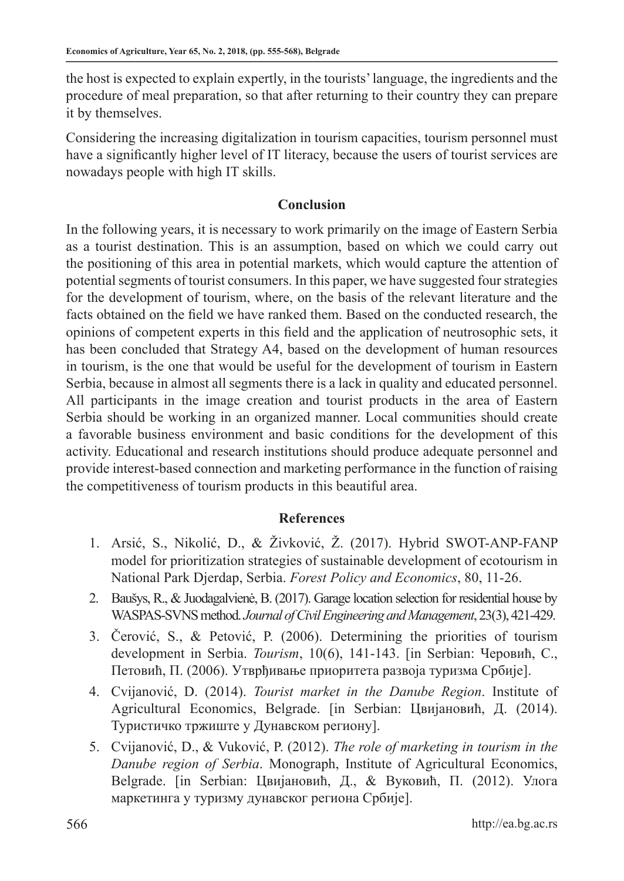the host is expected to explain expertly, in the tourists' language, the ingredients and the procedure of meal preparation, so that after returning to their country they can prepare it by themselves.

Considering the increasing digitalization in tourism capacities, tourism personnel must have a significantly higher level of IT literacy, because the users of tourist services are nowadays people with high IT skills.

## Conclusion

In the following years, it is necessary to work primarily on the image of Eastern Serbia as a tourist destination. This is an assumption, based on which we could carry out the positioning of this area in potential markets, which would capture the attention of potential segments of tourist consumers. In this paper, we have suggested four strategies for the development of tourism, where, on the basis of the relevant literature and the facts obtained on the field we have ranked them. Based on the conducted research, the opinions of competent experts in this field and the application of neutrosophic sets, it has been concluded that Strategy A4, based on the development of human resources in tourism, is the one that would be useful for the development of tourism in Eastern Serbia, because in almost all segments there is a lack in quality and educated personnel. All participants in the image creation and tourist products in the area of Eastern Serbia should be working in an organized manner. Local communities should create a favorable business environment and basic conditions for the development of this activity. Educational and research institutions should produce adequate personnel and provide interest-based connection and marketing performance in the function of raising the competitiveness of tourism products in this beautiful area.

## References

1. Arsić, S., Nikolić, D., & Živković, Ž. (2017). Hybrid SWOT-ANP-FANP model for prioritization strategies of sustainable development of ecotourism in National Park Djerdap, Serbia. *Forest Policy and Economics*, 80, 11-26.
2. Baušys, R., & Juodagalvienė, B. (2017). Garage location selection for residential house by WASPAS-SVNS method. *Journal of Civil Engineering and Management*, 23(3), 421-429.
3. Čerović, S., & Petović, P. (2006). Determining the priorities of tourism development in Serbia. *Tourism*, 10(6), 141-143. [in Serbian: Черовић, С., Петовић, П. (2006). Утврђивање приоритета развоја туризма Србије].
4. Cvijanović, D. (2014). *Tourist market in the Danube Region*. Institute of Agricultural Economics, Belgrade. [in Serbian: Цвијановић, Д. (2014). Туристичко тржиште у Дунавском региону].
5. Cvijanović, D., & Vuković, P. (2012). *The role of marketing in tourism in the Danube region of Serbia*. Monograph, Institute of Agricultural Economics, Belgrade. [in Serbian: Цвијановић, Д., & Вуковић, П. (2012). Улога маркетинга у туризму дунавског региона Србије].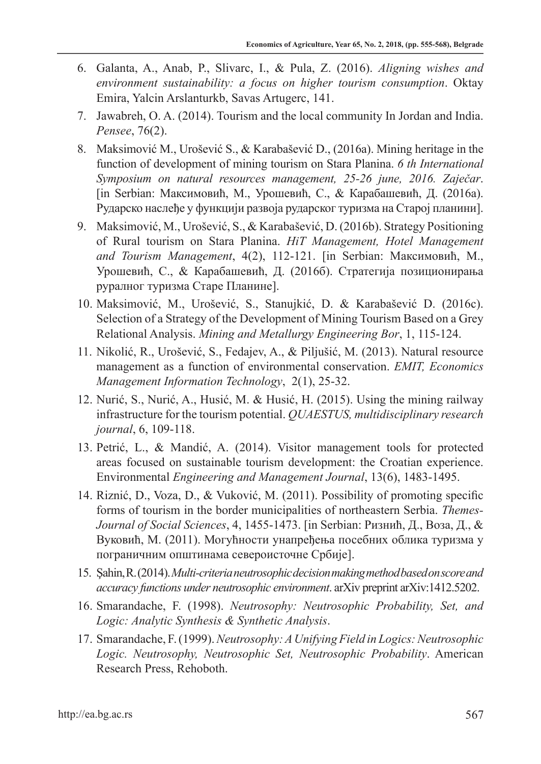6. Galanta, A., Anab, P., Slivarc, I., & Pula, Z. (2016). *Aligning wishes and environment sustainability: a focus on higher tourism consumption*. Oktay Emira, Yalcin Arslanturkb, Savas Artugerc, 141.
7. Jawabreh, O. A. (2014). Tourism and the local community In Jordan and India. *Pensee*, 76(2).
8. Maksimović M., Urošević S., & Karabašević D., (2016a). Mining heritage in the function of development of mining tourism on Stara Planina. *6 th International Symposium on natural resources management, 25-26 june, 2016. Zaječar*. [in Serbian: Максимовић, М., Урошевић, С., & Карабашевић, Д. (2016a). Рударско наслеђе у функцији развоја рударског туризма на Старој планини].
9. Maksimović, M., Urošević, S., & Karabašević, D. (2016b). Strategy Positioning of Rural tourism on Stara Planina. *HiT Management, Hotel Management and Tourism Management*, 4(2), 112-121. [in Serbian: Максимовић, М., Урошевић, С., & Карабашевић, Д. (2016б). Стратегија позиционирања руралног туризма Старе Планине].
10. Maksimović, M., Urošević, S., Stanujkić, D. & Karabašević D. (2016c). Selection of a Strategy of the Development of Mining Tourism Based on a Grey Relational Analysis. *Mining and Metallurgy Engineering Bor*, 1, 115-124.
11. Nikolić, R., Urošević, S., Fedajev, A., & Piljušić, M. (2013). Natural resource management as a function of environmental conservation. *EMIT, Economics Management Information Technology*, 2(1), 25-32.
12. Nurić, S., Nurić, A., Husić, M. & Husić, H. (2015). Using the mining railway infrastructure for the tourism potential. *QUAESTUS, multidisciplinary research journal*, 6, 109-118.
13. Petrić, L., & Mandić, A. (2014). Visitor management tools for protected areas focused on sustainable tourism development: the Croatian experience. Environmental *Engineering and Management Journal*, 13(6), 1483-1495.
14. Riznić, D., Voza, D., & Vuković, M. (2011). Possibility of promoting specific forms of tourism in the border municipalities of northeastern Serbia. *Themes-Journal of Social Sciences*, 4, 1455-1473. [in Serbian: Ризнић, Д., Воза, Д., & Вуковић, М. (2011). Могућности унапређења посебних облика туризма у пограничним општинама североисточне Србије].
15. Şahin, R. (2014). *Multi-criteria neutrosophic decision making method based on score and accuracy functions under neutrosophic environment*. arXiv preprint arXiv:1412.5202.
16. Smarandache, F. (1998). *Neutrosophy: Neutrosophic Probability, Set, and Logic: Analytic Synthesis & Synthetic Analysis*.
17. Smarandache, F. (1999). *Neutrosophy: A Unifying Field in Logics: Neutrosophic Logic. Neutrosophy, Neutrosophic Set, Neutrosophic Probability*. American Research Press, Rehoboth.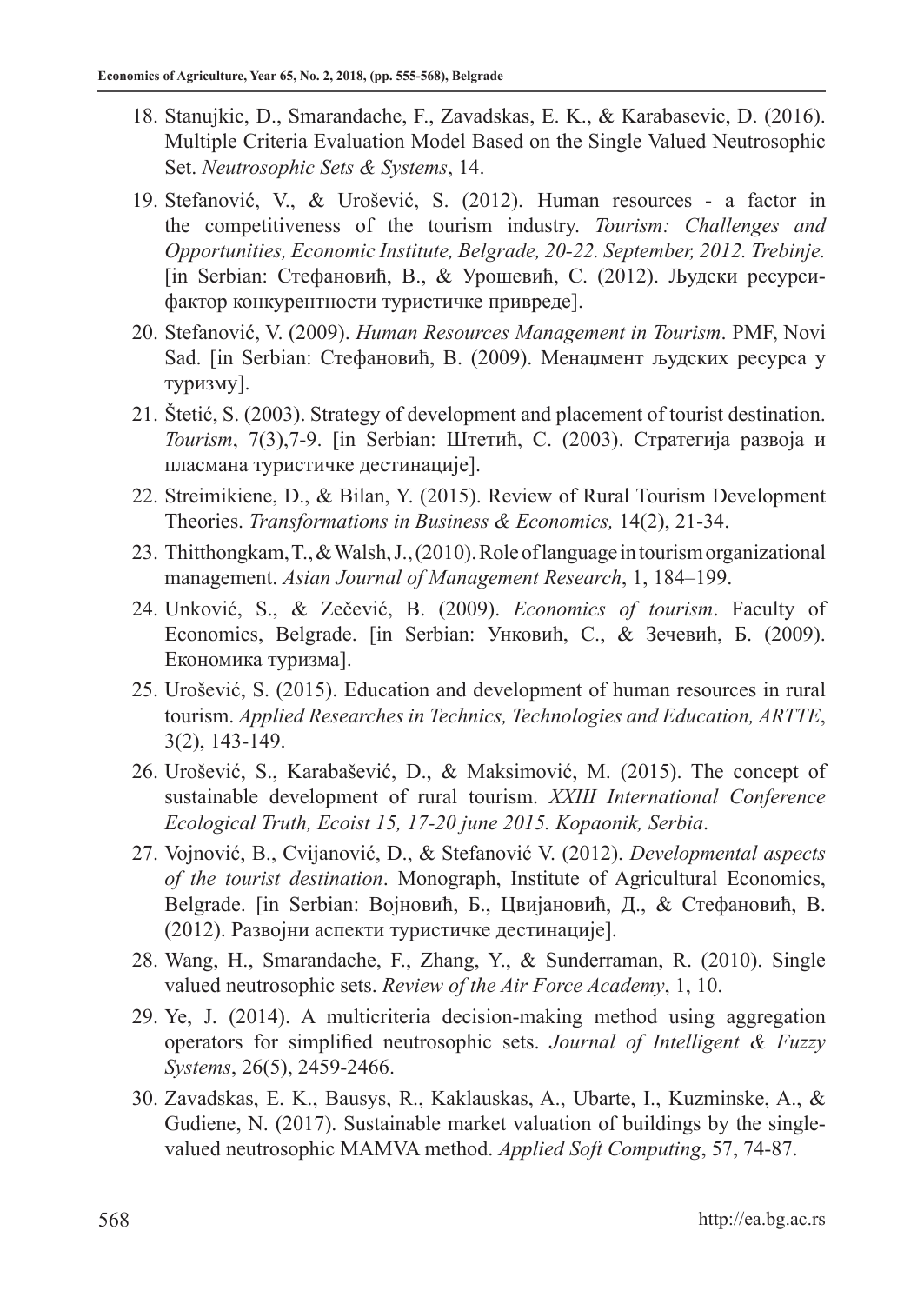18. Stanujkic, D., Smarandache, F., Zavadskas, E. K., & Karabasevic, D. (2016). Multiple Criteria Evaluation Model Based on the Single Valued Neutrosophic Set. *Neutrosophic Sets & Systems*, 14.
19. Stefanović, V., & Urošević, S. (2012). Human resources - a factor in the competitiveness of the tourism industry. *Tourism: Challenges and Opportunities, Economic Institute, Belgrade, 20-22. September, 2012. Trebinje.* [in Serbian: Стефановић, В., & Урошевић, С. (2012). Људски ресурси-фактор конкурентности туристичке привреде].
20. Stefanović, V. (2009). *Human Resources Management in Tourism*. PMF, Novi Sad. [in Serbian: Стефановић, В. (2009). Менаџмент људских ресурса у туризму].
21. Štetić, S. (2003). Strategy of development and placement of tourist destination. *Tourism*, 7(3),7-9. [in Serbian: Штетић, С. (2003). Стратегија развоја и пласмана туристичке дестинације].
22. Streimikiene, D., & Bilan, Y. (2015). Review of Rural Tourism Development Theories. *Transformations in Business & Economics,* 14(2), 21-34.
23. Thitthongkam, T., & Walsh, J., (2010). Role of language in tourism organizational management. *Asian Journal of Management Research*, 1, 184–199.
24. Unković, S., & Zečević, B. (2009). *Economics of tourism*. Faculty of Economics, Belgrade. [in Serbian: Унковић, С., & Зечевић, Б. (2009). Економика туризма].
25. Urošević, S. (2015). Education and development of human resources in rural tourism. *Applied Researches in Technics, Technologies and Education, ARTTE*, 3(2), 143-149.
26. Urošević, S., Karabašević, D., & Maksimović, M. (2015). The concept of sustainable development of rural tourism. *XXIII International Conference Ecological Truth, Ecoist 15, 17-20 june 2015. Kopaonik, Serbia*.
27. Vojnović, B., Cvijanović, D., & Stefanović V. (2012). *Developmental aspects of the tourist destination*. Monograph, Institute of Agricultural Economics, Belgrade. [in Serbian: Војновић, Б., Цвијановић, Д., & Стефановић, В. (2012). Развојни аспекти туристичке дестинације].
28. Wang, H., Smarandache, F., Zhang, Y., & Sunderraman, R. (2010). Single valued neutrosophic sets. *Review of the Air Force Academy*, 1, 10.
29. Ye, J. (2014). A multicriteria decision-making method using aggregation operators for simplified neutrosophic sets. *Journal of Intelligent & Fuzzy Systems*, 26(5), 2459-2466.
30. Zavadskas, E. K., Bausys, R., Kaklauskas, A., Ubarte, I., Kuzminske, A., & Gudiene, N. (2017). Sustainable market valuation of buildings by the single-valued neutrosophic MAMVA method. *Applied Soft Computing*, 57, 74-87.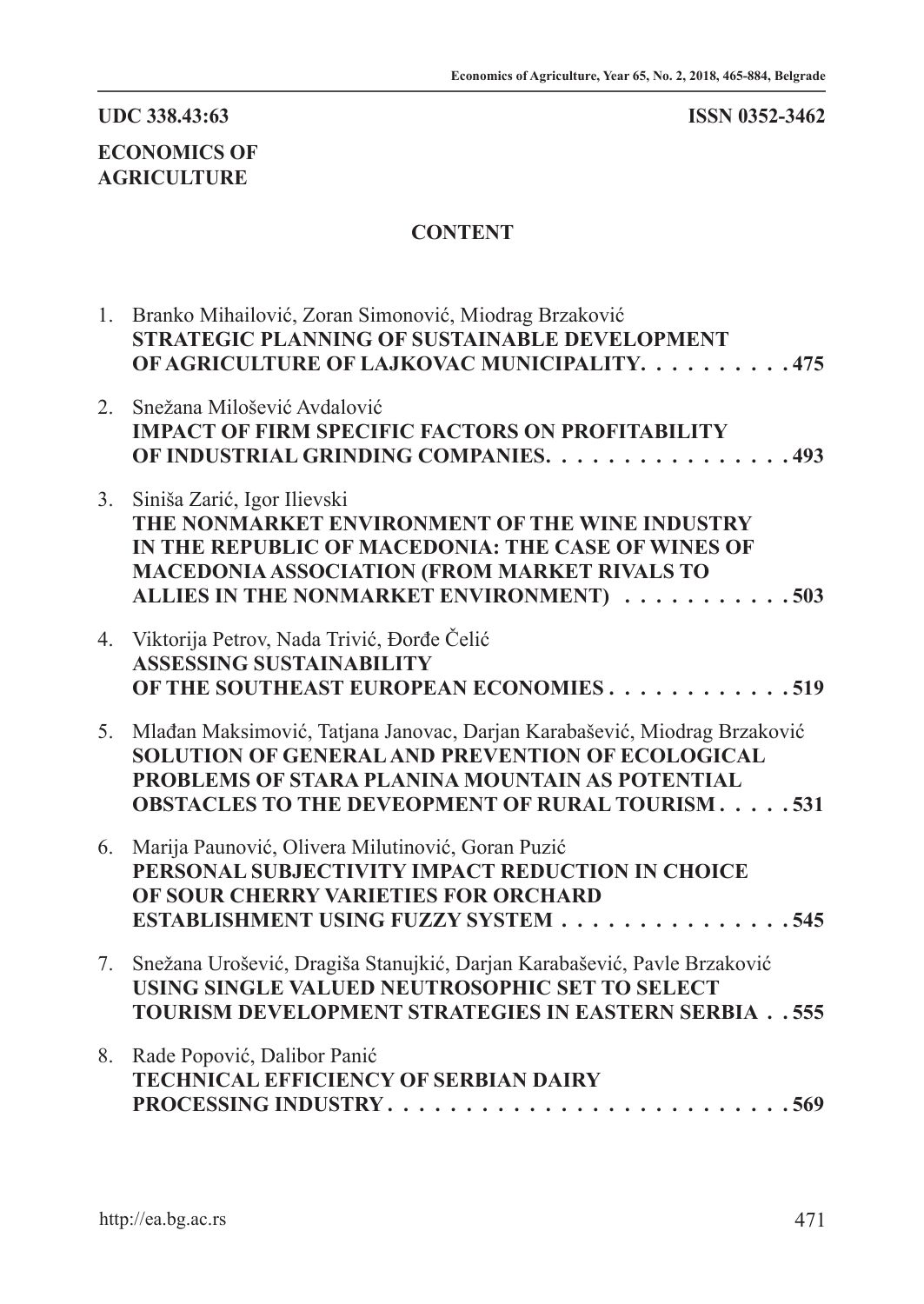UDC 338.43:63 ISSN 0352-3462

**ECONOMICS OF AGRICULTURE**

## CONTENT

1. Branko Mihailović, Zoran Simonović, Miodrag Brzaković
   **STRATEGIC PLANNING OF SUSTAINABLE DEVELOPMENT OF AGRICULTURE OF LAJKOVAC MUNICIPALITY. . . . . . . . . . 475**

2. Snežana Milošević Avdalović
   **IMPACT OF FIRM SPECIFIC FACTORS ON PROFITABILITY OF INDUSTRIAL GRINDING COMPANIES. . . . . . . . . . . . . . . . . 493**

3. Siniša Zarić, Igor Ilievski
   **THE NONMARKET ENVIRONMENT OF THE WINE INDUSTRY IN THE REPUBLIC OF MACEDONIA: THE CASE OF WINES OF MACEDONIA ASSOCIATION (FROM MARKET RIVALS TO ALLIES IN THE NONMARKET ENVIRONMENT) . . . . . . . . . . . 503**

4. Viktorija Petrov, Nada Trivić, Đorđe Čelić
   **ASSESSING SUSTAINABILITY OF THE SOUTHEAST EUROPEAN ECONOMIES . . . . . . . . . . . . 519**

5. Mlađan Maksimović, Tatjana Janovac, Darjan Karabašević, Miodrag Brzaković
   **SOLUTION OF GENERAL AND PREVENTION OF ECOLOGICAL PROBLEMS OF STARA PLANINA MOUNTAIN AS POTENTIAL OBSTACLES TO THE DEVEOPMENT OF RURAL TOURISM . . . . . 531**

6. Marija Paunović, Olivera Milutinović, Goran Puzić
   **PERSONAL SUBJECTIVITY IMPACT REDUCTION IN CHOICE OF SOUR CHERRY VARIETIES FOR ORCHARD ESTABLISHMENT USING FUZZY SYSTEM . . . . . . . . . . . . . . . 545**

7. Snežana Urošević, Dragiša Stanujkić, Darjan Karabašević, Pavle Brzaković
   **USING SINGLE VALUED NEUTROSOPHIC SET TO SELECT TOURISM DEVELOPMENT STRATEGIES IN EASTERN SERBIA . . 555**

8. Rade Popović, Dalibor Panić
   **TECHNICAL EFFICIENCY OF SERBIAN DAIRY PROCESSING INDUSTRY . . . . . . . . . . . . . . . . . . . . . . . . . 569**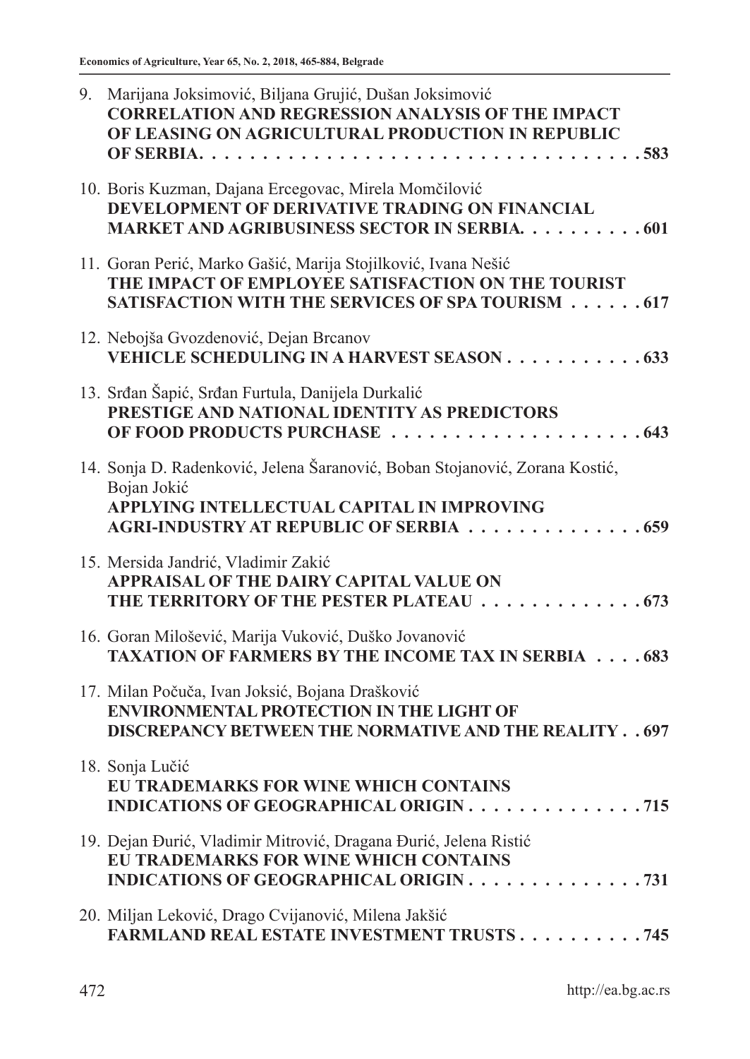9. Marijana Joksimović, Biljana Grujić, Dušan Joksimović
   **CORRELATION AND REGRESSION ANALYSIS OF THE IMPACT OF LEASING ON AGRICULTURAL PRODUCTION IN REPUBLIC OF SERBIA. . . . . . . . . . . . . . . . . . . . . . . . . . . . . . . . . . . . 583**

10. Boris Kuzman, Dajana Ercegovac, Mirela Momčilović
    **DEVELOPMENT OF DERIVATIVE TRADING ON FINANCIAL MARKET AND AGRIBUSINESS SECTOR IN SERBIA. . . . . . . . . . 601**

11. Goran Perić, Marko Gašić, Marija Stojilković, Ivana Nešić
    **THE IMPACT OF EMPLOYEE SATISFACTION ON THE TOURIST SATISFACTION WITH THE SERVICES OF SPA TOURISM . . . . . . 617**

12. Nebojša Gvozdenović, Dejan Brcanov
    **VEHICLE SCHEDULING IN A HARVEST SEASON . . . . . . . . . . . 633**

13. Srđan Šapić, Srđan Furtula, Danijela Durkalić
    **PRESTIGE AND NATIONAL IDENTITY AS PREDICTORS OF FOOD PRODUCTS PURCHASE . . . . . . . . . . . . . . . . . . . . 643**

14. Sonja D. Radenković, Jelena Šaranović, Boban Stojanović, Zorana Kostić, Bojan Jokić
    **APPLYING INTELLECTUAL CAPITAL IN IMPROVING AGRI-INDUSTRY AT REPUBLIC OF SERBIA . . . . . . . . . . . . . . 659**

15. Mersida Jandrić, Vladimir Zakić
    **APPRAISAL OF THE DAIRY CAPITAL VALUE ON THE TERRITORY OF THE PESTER PLATEAU . . . . . . . . . . . . . 673**

16. Goran Milošević, Marija Vuković, Duško Jovanović
    **TAXATION OF FARMERS BY THE INCOME TAX IN SERBIA . . . . 683**

17. Milan Počuča, Ivan Joksić, Bojana Drašković
    **ENVIRONMENTAL PROTECTION IN THE LIGHT OF DISCREPANCY BETWEEN THE NORMATIVE AND THE REALITY . . 697**

18. Sonja Lučić
    **EU TRADEMARKS FOR WINE WHICH CONTAINS INDICATIONS OF GEOGRAPHICAL ORIGIN . . . . . . . . . . . . . . 715**

19. Dejan Đurić, Vladimir Mitrović, Dragana Đurić, Jelena Ristić
    **EU TRADEMARKS FOR WINE WHICH CONTAINS INDICATIONS OF GEOGRAPHICAL ORIGIN . . . . . . . . . . . . . . 731**

20. Miljan Leković, Drago Cvijanović, Milena Jakšić
    **FARMLAND REAL ESTATE INVESTMENT TRUSTS . . . . . . . . . . 745**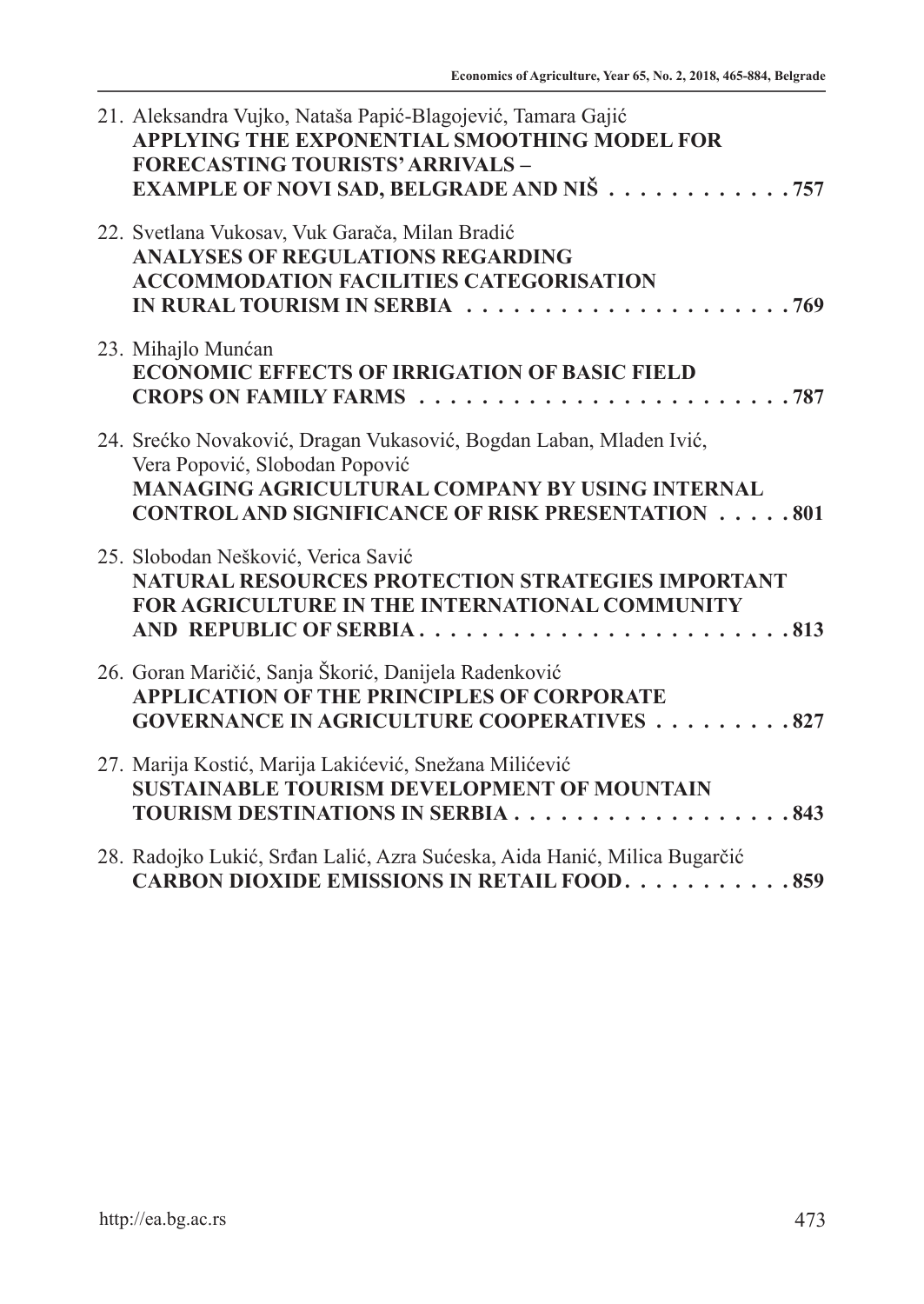21. Aleksandra Vujko, Nataša Papić-Blagojević, Tamara Gajić
**APPLYING THE EXPONENTIAL SMOOTHING MODEL FOR FORECASTING TOURISTS' ARRIVALS – EXAMPLE OF NOVI SAD, BELGRADE AND NIŠ . . . . . . . . . . . . 757**

22. Svetlana Vukosav, Vuk Garača, Milan Bradić
**ANALYSES OF REGULATIONS REGARDING ACCOMMODATION FACILITIES CATEGORISATION IN RURAL TOURISM IN SERBIA . . . . . . . . . . . . . . . . . . . . . 769**

23. Mihajlo Munćan
**ECONOMIC EFFECTS OF IRRIGATION OF BASIC FIELD CROPS ON FAMILY FARMS . . . . . . . . . . . . . . . . . . . . . . . . 787**

24. Srećko Novaković, Dragan Vukasović, Bogdan Laban, Mladen Ivić, Vera Popović, Slobodan Popović
**MANAGING AGRICULTURAL COMPANY BY USING INTERNAL CONTROL AND SIGNIFICANCE OF RISK PRESENTATION . . . . . 801**

25. Slobodan Nešković, Verica Savić
**NATURAL RESOURCES PROTECTION STRATEGIES IMPORTANT FOR AGRICULTURE IN THE INTERNATIONAL COMMUNITY AND REPUBLIC OF SERBIA . . . . . . . . . . . . . . . . . . . . . . . . 813**

26. Goran Maričić, Sanja Škorić, Danijela Radenković
**APPLICATION OF THE PRINCIPLES OF CORPORATE GOVERNANCE IN AGRICULTURE COOPERATIVES . . . . . . . . . 827**

27. Marija Kostić, Marija Lakićević, Snežana Milićević
**SUSTAINABLE TOURISM DEVELOPMENT OF MOUNTAIN TOURISM DESTINATIONS IN SERBIA . . . . . . . . . . . . . . . . . . 843**

28. Radojko Lukić, Srđan Lalić, Azra Sućeska, Aida Hanić, Milica Bugarčić
**CARBON DIOXIDE EMISSIONS IN RETAIL FOOD. . . . . . . . . . . 859**